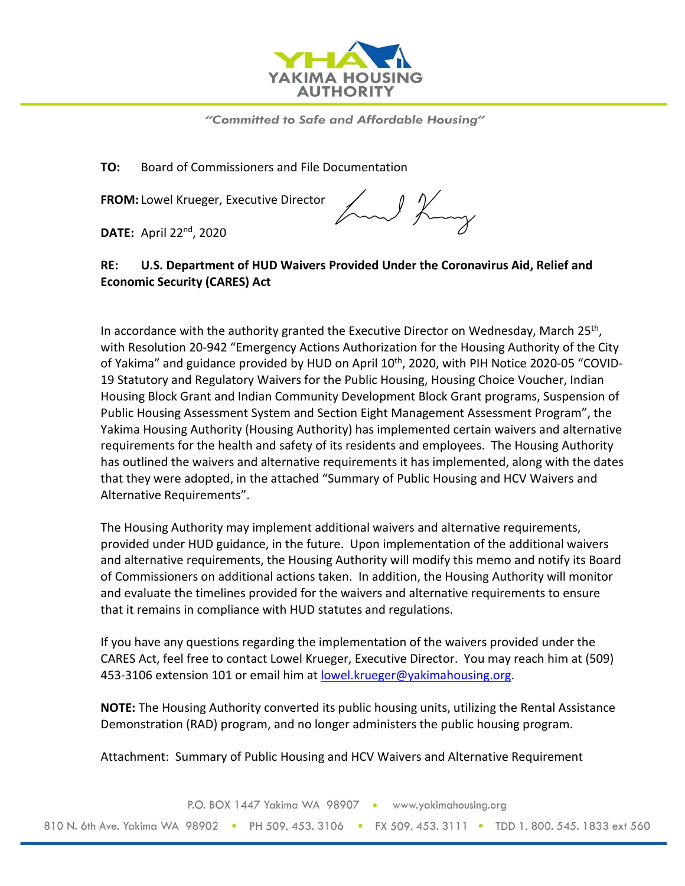YAKIMA HOUSING AUTHORITY

*"Committed to Safe and Affordable Housing"*

**TO:** Board of Commissioners and File Documentation

**FROM:** Lowel Krueger, Executive Director

**DATE:** April 22nd, 2020

**RE: U.S. Department of HUD Waivers Provided Under the Coronavirus Aid, Relief and Economic Security (CARES) Act**

In accordance with the authority granted the Executive Director on Wednesday, March 25th, with Resolution 20-942 "Emergency Actions Authorization for the Housing Authority of the City of Yakima" and guidance provided by HUD on April 10th, 2020, with PIH Notice 2020-05 "COVID-19 Statutory and Regulatory Waivers for the Public Housing, Housing Choice Voucher, Indian Housing Block Grant and Indian Community Development Block Grant programs, Suspension of Public Housing Assessment System and Section Eight Management Assessment Program", the Yakima Housing Authority (Housing Authority) has implemented certain waivers and alternative requirements for the health and safety of its residents and employees. The Housing Authority has outlined the waivers and alternative requirements it has implemented, along with the dates that they were adopted, in the attached "Summary of Public Housing and HCV Waivers and Alternative Requirements".

The Housing Authority may implement additional waivers and alternative requirements, provided under HUD guidance, in the future. Upon implementation of the additional waivers and alternative requirements, the Housing Authority will modify this memo and notify its Board of Commissioners on additional actions taken. In addition, the Housing Authority will monitor and evaluate the timelines provided for the waivers and alternative requirements to ensure that it remains in compliance with HUD statutes and regulations.

If you have any questions regarding the implementation of the waivers provided under the CARES Act, feel free to contact Lowel Krueger, Executive Director. You may reach him at (509) 453-3106 extension 101 or email him at lowel.krueger@yakimahousing.org.

**NOTE:** The Housing Authority converted its public housing units, utilizing the Rental Assistance Demonstration (RAD) program, and no longer administers the public housing program.

Attachment: Summary of Public Housing and HCV Waivers and Alternative Requirement

P.O. BOX 1447 Yakima WA 98907 • www.yakimahousing.org

810 N. 6th Ave. Yakima WA 98902 • PH 509. 453. 3106 • FX 509. 453. 3111 • TDD 1. 800. 545. 1833 ext 560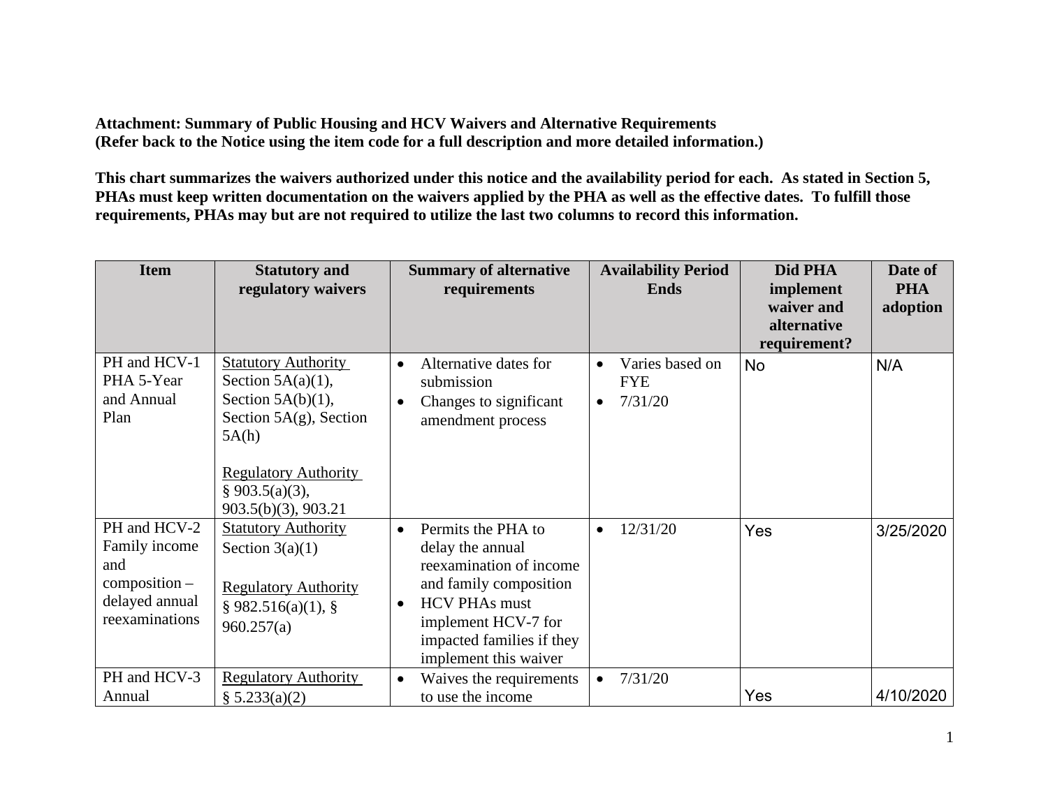**Attachment: Summary of Public Housing and HCV Waivers and Alternative Requirements**
**(Refer back to the Notice using the item code for a full description and more detailed information.)**

**This chart summarizes the waivers authorized under this notice and the availability period for each. As stated in Section 5, PHAs must keep written documentation on the waivers applied by the PHA as well as the effective dates. To fulfill those requirements, PHAs may but are not required to utilize the last two columns to record this information.**

| Item | Statutory and regulatory waivers | Summary of alternative requirements | Availability Period Ends | Did PHA implement waiver and alternative requirement? | Date of PHA adoption |
|---|---|---|---|---|---|
| PH and HCV-1 PHA 5-Year and Annual Plan | Statutory Authority<br>Section 5A(a)(1), Section 5A(b)(1), Section 5A(g), Section 5A(h)<br><br>Regulatory Authority<br>§ 903.5(a)(3), 903.5(b)(3), 903.21 | • Alternative dates for submission<br>• Changes to significant amendment process | • Varies based on FYE<br>• 7/31/20 | No | N/A |
| PH and HCV-2 Family income and composition – delayed annual reexaminations | Statutory Authority<br>Section 3(a)(1)<br><br>Regulatory Authority<br>§ 982.516(a)(1), § 960.257(a) | • Permits the PHA to delay the annual reexamination of income and family composition<br>• HCV PHAs must implement HCV-7 for impacted families if they implement this waiver | • 12/31/20 | Yes | 3/25/2020 |
| PH and HCV-3 Annual | Regulatory Authority<br>§ 5.233(a)(2) | • Waives the requirements to use the income | • 7/31/20 | Yes | 4/10/2020 |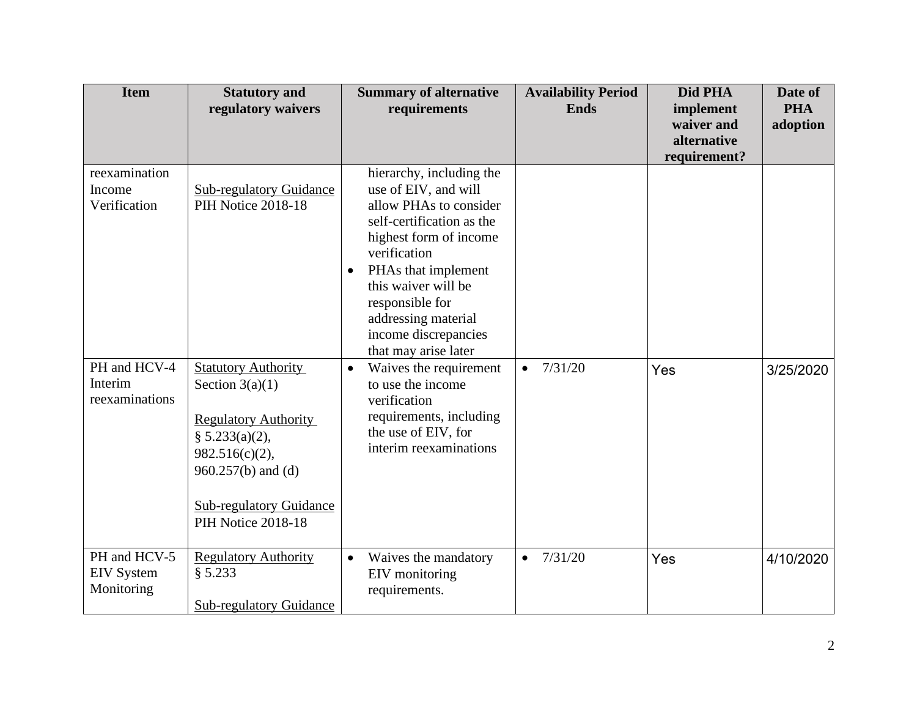| Item | Statutory and regulatory waivers | Summary of alternative requirements | Availability Period Ends | Did PHA implement waiver and alternative requirement? | Date of PHA adoption |
|---|---|---|---|---|---|
| reexamination Income Verification | Sub-regulatory Guidance PIH Notice 2018-18 | hierarchy, including the use of EIV, and will allow PHAs to consider self-certification as the highest form of income verification<br>• PHAs that implement this waiver will be responsible for addressing material income discrepancies that may arise later | | | |
| PH and HCV-4 Interim reexaminations | Statutory Authority<br>Section 3(a)(1)<br><br>Regulatory Authority<br>§ 5.233(a)(2), 982.516(c)(2), 960.257(b) and (d)<br><br>Sub-regulatory Guidance<br>PIH Notice 2018-18 | • Waives the requirement to use the income verification requirements, including the use of EIV, for interim reexaminations | • 7/31/20 | Yes | 3/25/2020 |
| PH and HCV-5 EIV System Monitoring | Regulatory Authority<br>§ 5.233<br><br>Sub-regulatory Guidance | • Waives the mandatory EIV monitoring requirements. | • 7/31/20 | Yes | 4/10/2020 |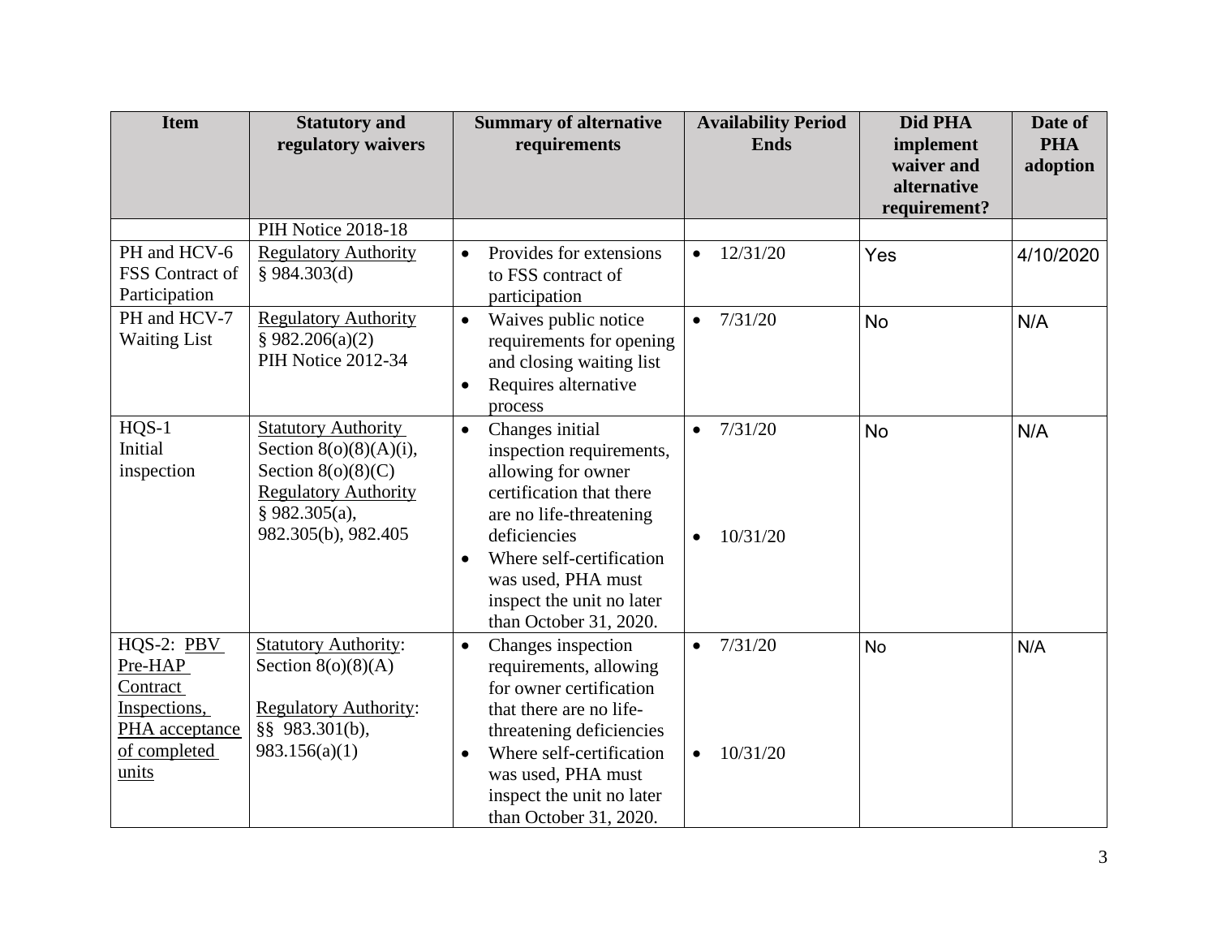| Item | Statutory and regulatory waivers | Summary of alternative requirements | Availability Period Ends | Did PHA implement waiver and alternative requirement? | Date of PHA adoption |
|---|---|---|---|---|---|
| | PIH Notice 2018-18 | | | | |
| PH and HCV-6 FSS Contract of Participation | Regulatory Authority § 984.303(d) | • Provides for extensions to FSS contract of participation | • 12/31/20 | Yes | 4/10/2020 |
| PH and HCV-7 Waiting List | Regulatory Authority § 982.206(a)(2) PIH Notice 2012-34 | • Waives public notice requirements for opening and closing waiting list<br>• Requires alternative process | • 7/31/20 | No | N/A |
| HQS-1 Initial inspection | Statutory Authority Section 8(o)(8)(A)(i), Section 8(o)(8)(C) Regulatory Authority § 982.305(a), 982.305(b), 982.405 | • Changes initial inspection requirements, allowing for owner certification that there are no life-threatening deficiencies<br>• Where self-certification was used, PHA must inspect the unit no later than October 31, 2020. | • 7/31/20<br>• 10/31/20 | No | N/A |
| HQS-2: PBV Pre-HAP Contract Inspections, PHA acceptance of completed units | Statutory Authority: Section 8(o)(8)(A)<br>Regulatory Authority: §§ 983.301(b), 983.156(a)(1) | • Changes inspection requirements, allowing for owner certification that there are no life-threatening deficiencies<br>• Where self-certification was used, PHA must inspect the unit no later than October 31, 2020. | • 7/31/20<br>• 10/31/20 | No | N/A |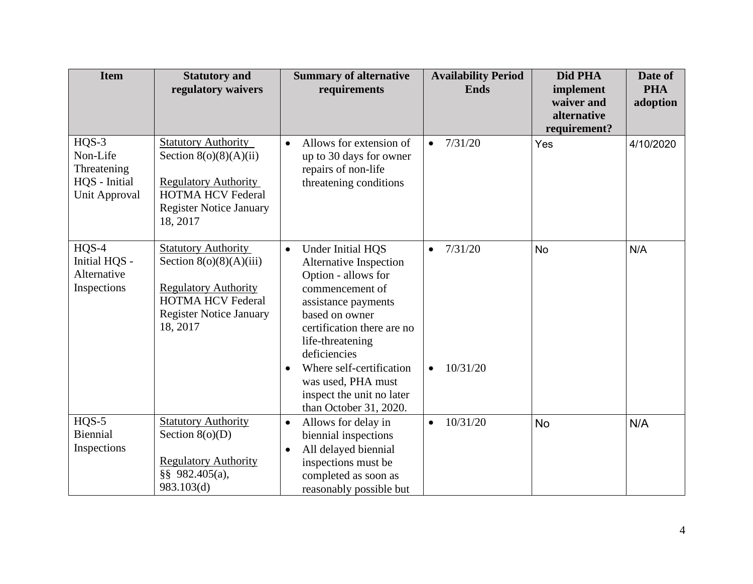| Item | Statutory and regulatory waivers | Summary of alternative requirements | Availability Period Ends | Did PHA implement waiver and alternative requirement? | Date of PHA adoption |
|---|---|---|---|---|---|
| HQS-3 Non-Life Threatening HQS - Initial Unit Approval | Statutory Authority<br>Section 8(o)(8)(A)(ii)<br><br>Regulatory Authority<br>HOTMA HCV Federal Register Notice January 18, 2017 | • Allows for extension of up to 30 days for owner repairs of non-life threatening conditions | • 7/31/20 | Yes | 4/10/2020 |
| HQS-4 Initial HQS - Alternative Inspections | Statutory Authority<br>Section 8(o)(8)(A)(iii)<br><br>Regulatory Authority<br>HOTMA HCV Federal Register Notice January 18, 2017 | • Under Initial HQS Alternative Inspection Option - allows for commencement of assistance payments based on owner certification there are no life-threatening deficiencies<br>• Where self-certification was used, PHA must inspect the unit no later than October 31, 2020. | • 7/31/20<br><br>• 10/31/20 | No | N/A |
| HQS-5 Biennial Inspections | Statutory Authority<br>Section 8(o)(D)<br><br>Regulatory Authority<br>§§ 982.405(a), 983.103(d) | • Allows for delay in biennial inspections<br>• All delayed biennial inspections must be completed as soon as reasonably possible but | • 10/31/20 | No | N/A |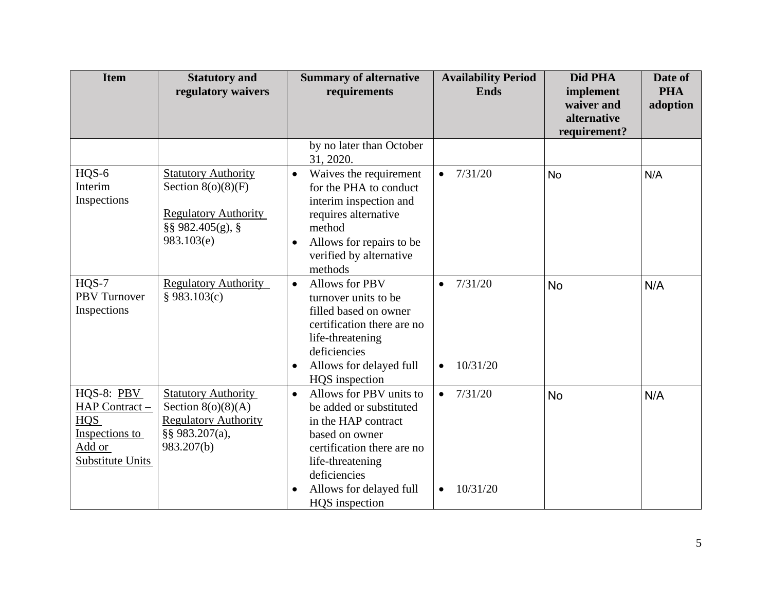| Item | Statutory and regulatory waivers | Summary of alternative requirements | Availability Period Ends | Did PHA implement waiver and alternative requirement? | Date of PHA adoption |
|---|---|---|---|---|---|
| | | by no later than October 31, 2020. | | | |
| HQS-6 Interim Inspections | Statutory Authority Section 8(o)(8)(F)<br><br>Regulatory Authority §§ 982.405(g), § 983.103(e) | • Waives the requirement for the PHA to conduct interim inspection and requires alternative method<br>• Allows for repairs to be verified by alternative methods | • 7/31/20 | No | N/A |
| HQS-7 PBV Turnover Inspections | Regulatory Authority § 983.103(c) | • Allows for PBV turnover units to be filled based on owner certification there are no life-threatening deficiencies<br>• Allows for delayed full HQS inspection | • 7/31/20<br><br>• 10/31/20 | No | N/A |
| HQS-8: PBV HAP Contract – HQS Inspections to Add or Substitute Units | Statutory Authority Section 8(o)(8)(A)<br>Regulatory Authority §§ 983.207(a), 983.207(b) | • Allows for PBV units to be added or substituted in the HAP contract based on owner certification there are no life-threatening deficiencies<br>• Allows for delayed full HQS inspection | • 7/31/20<br><br>• 10/31/20 | No | N/A |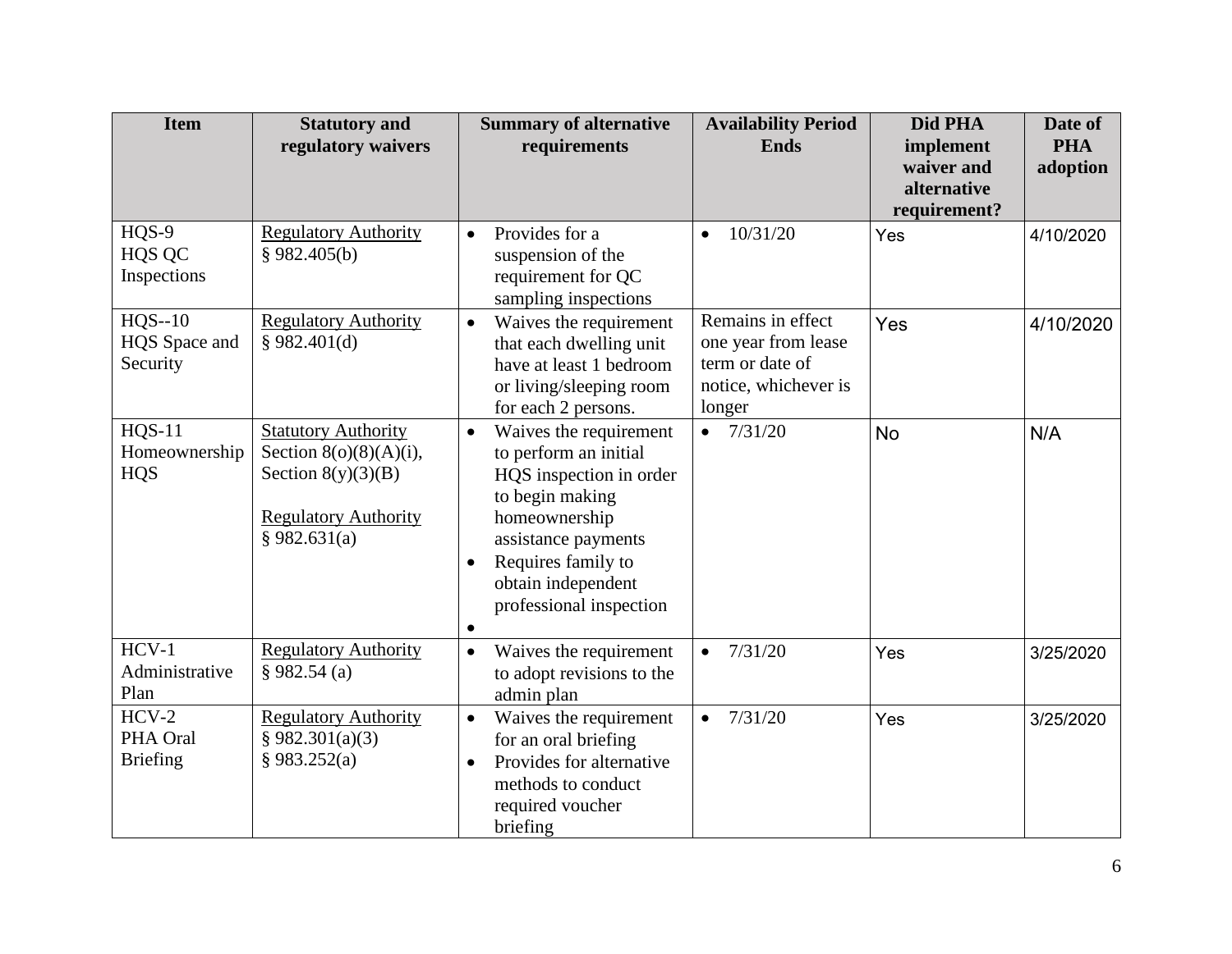| Item | Statutory and regulatory waivers | Summary of alternative requirements | Availability Period Ends | Did PHA implement waiver and alternative requirement? | Date of PHA adoption |
|---|---|---|---|---|---|
| HQS-9 HQS QC Inspections | Regulatory Authority § 982.405(b) | • Provides for a suspension of the requirement for QC sampling inspections | • 10/31/20 | Yes | 4/10/2020 |
| HQS--10 HQS Space and Security | Regulatory Authority § 982.401(d) | • Waives the requirement that each dwelling unit have at least 1 bedroom or living/sleeping room for each 2 persons. | Remains in effect one year from lease term or date of notice, whichever is longer | Yes | 4/10/2020 |
| HQS-11 Homeownership HQS | Statutory Authority Section 8(o)(8)(A)(i), Section 8(y)(3)(B) Regulatory Authority § 982.631(a) | • Waives the requirement to perform an initial HQS inspection in order to begin making homeownership assistance payments • Requires family to obtain independent professional inspection • | • 7/31/20 | No | N/A |
| HCV-1 Administrative Plan | Regulatory Authority § 982.54 (a) | • Waives the requirement to adopt revisions to the admin plan | • 7/31/20 | Yes | 3/25/2020 |
| HCV-2 PHA Oral Briefing | Regulatory Authority § 982.301(a)(3) § 983.252(a) | • Waives the requirement for an oral briefing • Provides for alternative methods to conduct required voucher briefing | • 7/31/20 | Yes | 3/25/2020 |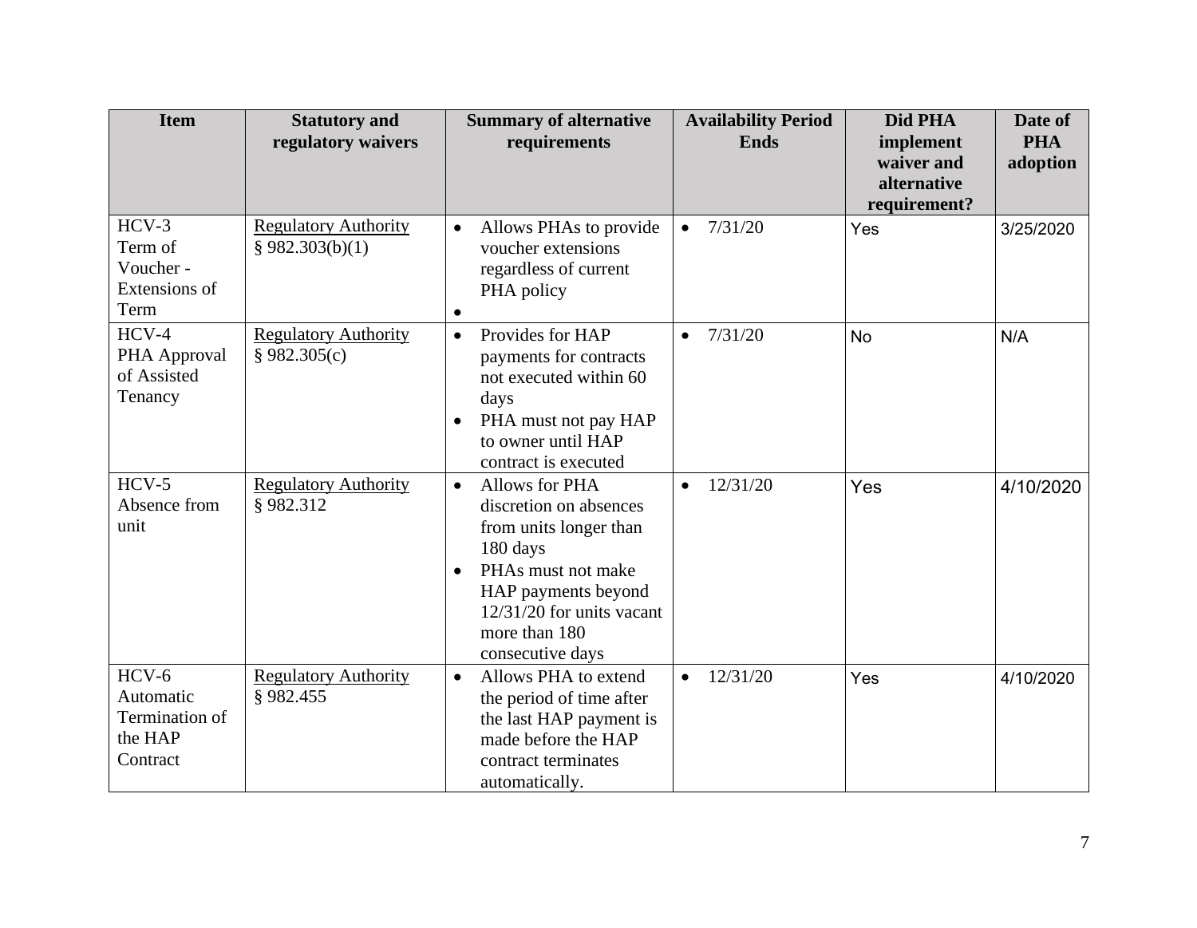| Item | Statistical and regulatory waivers | Summary of alternative requirements | Availability Period Ends | Did PHA implement waiver and alternative requirement? | Date of PHA adoption |
| --- | --- | --- | --- | --- | --- |
| HCV-3 Term of Voucher - Extensions of Term | Regulatory Authority § 982.303(b)(1) | • Allows PHAs to provide voucher extensions regardless of current PHA policy<br>• | • 7/31/20 | Yes | 3/25/2020 |
| HCV-4 PHA Approval of Assisted Tenancy | Regulatory Authority § 982.305(c) | • Provides for HAP payments for contracts not executed within 60 days<br>• PHA must not pay HAP to owner until HAP contract is executed | • 7/31/20 | No | N/A |
| HCV-5 Absence from unit | Regulatory Authority § 982.312 | • Allows for PHA discretion on absences from units longer than 180 days<br>• PHAs must not make HAP payments beyond 12/31/20 for units vacant more than 180 consecutive days | • 12/31/20 | Yes | 4/10/2020 |
| HCV-6 Automatic Termination of the HAP Contract | Regulatory Authority § 982.455 | • Allows PHA to extend the period of time after the last HAP payment is made before the HAP contract terminates automatically. | • 12/31/20 | Yes | 4/10/2020 |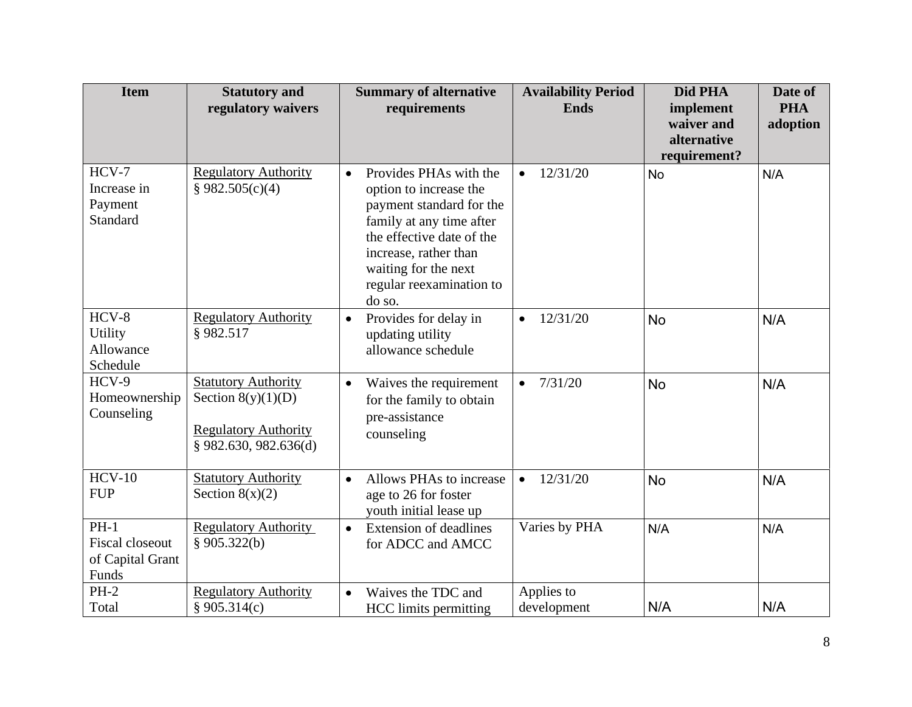| Item | Statutory and regulatory waivers | Summary of alternative requirements | Availability Period Ends | Did PHA implement waiver and alternative requirement? | Date of PHA adoption |
|---|---|---|---|---|---|
| HCV-7 Increase in Payment Standard | Regulatory Authority § 982.505(c)(4) | • Provides PHAs with the option to increase the payment standard for the family at any time after the effective date of the increase, rather than waiting for the next regular reexamination to do so. | • 12/31/20 | No | N/A |
| HCV-8 Utility Allowance Schedule | Regulatory Authority § 982.517 | • Provides for delay in updating utility allowance schedule | • 12/31/20 | No | N/A |
| HCV-9 Homeownership Counseling | Statutory Authority Section 8(y)(1)(D)<br><br>Regulatory Authority § 982.630, 982.636(d) | • Waives the requirement for the family to obtain pre-assistance counseling | • 7/31/20 | No | N/A |
| HCV-10 FUP | Statutory Authority Section 8(x)(2) | • Allows PHAs to increase age to 26 for foster youth initial lease up | • 12/31/20 | No | N/A |
| PH-1 Fiscal closeout of Capital Grant Funds | Regulatory Authority § 905.322(b) | • Extension of deadlines for ADCC and AMCC | Varies by PHA | N/A | N/A |
| PH-2 Total | Regulatory Authority § 905.314(c) | • Waives the TDC and HCC limits permitting | Applies to development | N/A | N/A |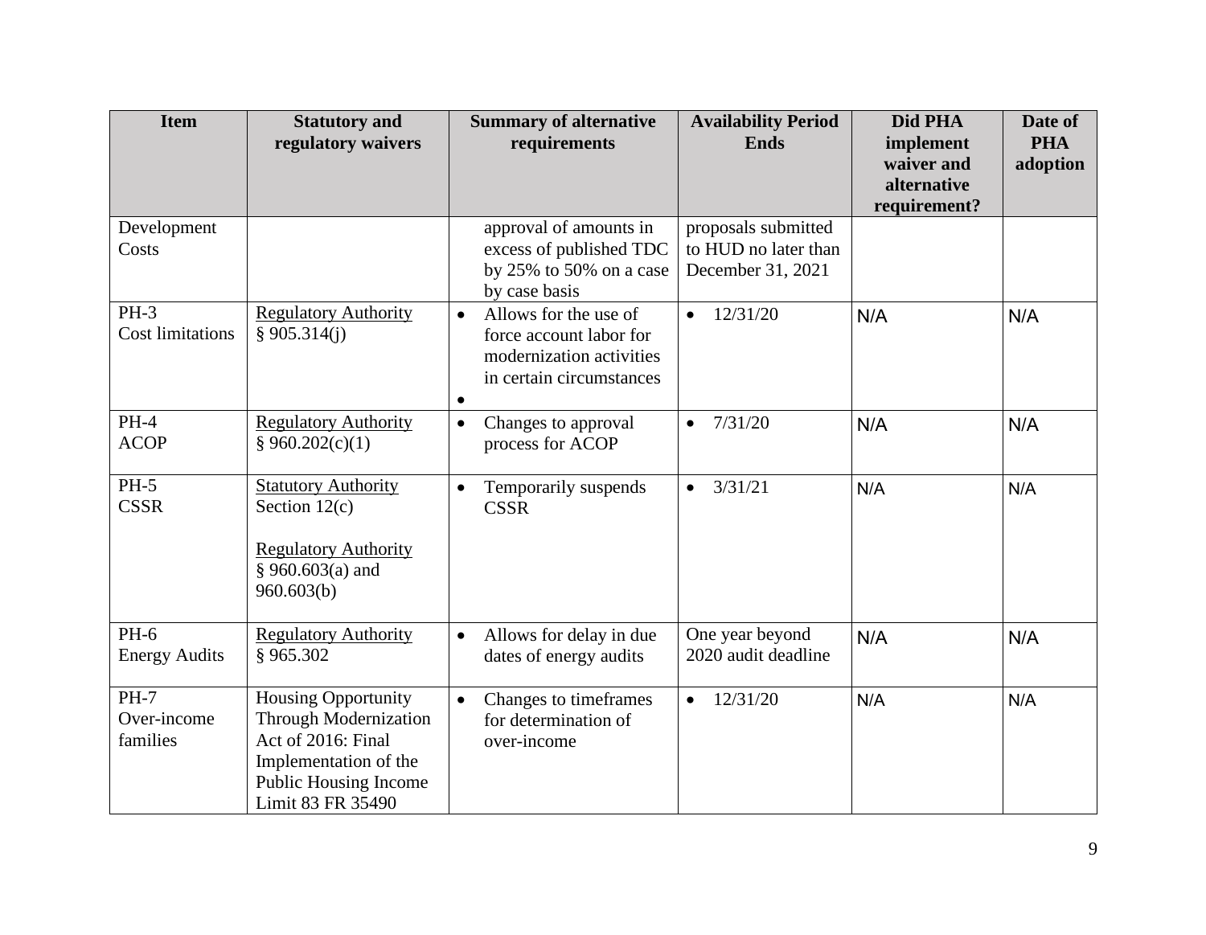| Item | Statutory and regulatory waivers | Summary of alternative requirements | Availability Period Ends | Did PHA implement waiver and alternative requirement? | Date of PHA adoption |
|---|---|---|---|---|---|
| Development Costs | | approval of amounts in excess of published TDC by 25% to 50% on a case by case basis | proposals submitted to HUD no later than December 31, 2021 | | |
| PH-3 Cost limitations | Regulatory Authority § 905.314(j) | • Allows for the use of force account labor for modernization activities in certain circumstances<br>• | • 12/31/20 | N/A | N/A |
| PH-4 ACOP | Regulatory Authority § 960.202(c)(1) | • Changes to approval process for ACOP | • 7/31/20 | N/A | N/A |
| PH-5 CSSR | Statutory Authority Section 12(c)<br><br>Regulatory Authority § 960.603(a) and 960.603(b) | • Temporarily suspends CSSR | • 3/31/21 | N/A | N/A |
| PH-6 Energy Audits | Regulatory Authority § 965.302 | • Allows for delay in due dates of energy audits | One year beyond 2020 audit deadline | N/A | N/A |
| PH-7 Over-income families | Housing Opportunity Through Modernization Act of 2016: Final Implementation of the Public Housing Income Limit 83 FR 35490 | • Changes to timeframes for determination of over-income | • 12/31/20 | N/A | N/A |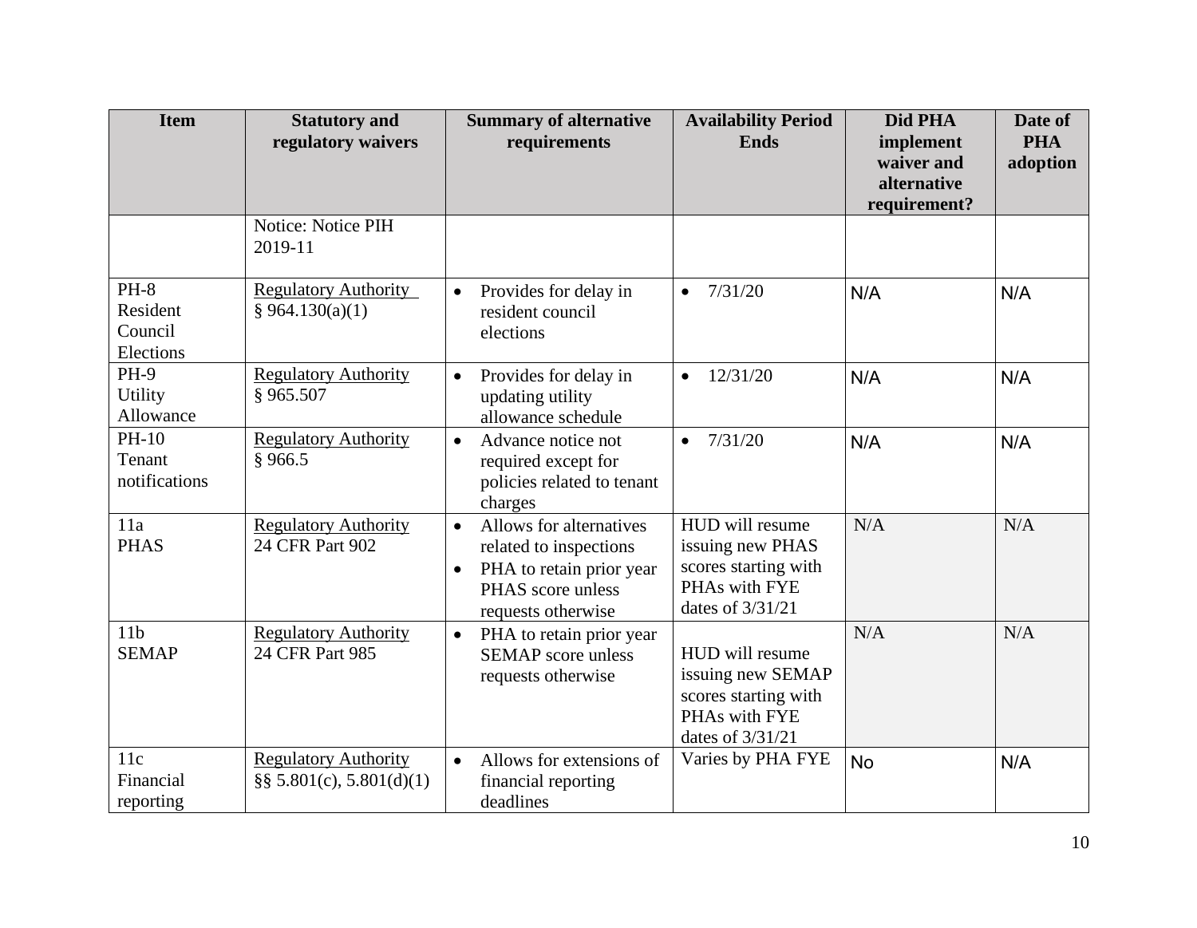| Item | Statutory and regulatory waivers | Summary of alternative requirements | Availability Period Ends | Did PHA implement waiver and alternative requirement? | Date of PHA adoption |
|---|---|---|---|---|---|
| | Notice: Notice PIH 2019-11 | | | | |
| PH-8 Resident Council Elections | Regulatory Authority § 964.130(a)(1) | • Provides for delay in resident council elections | • 7/31/20 | N/A | N/A |
| PH-9 Utility Allowance | Regulatory Authority § 965.507 | • Provides for delay in updating utility allowance schedule | • 12/31/20 | N/A | N/A |
| PH-10 Tenant notifications | Regulatory Authority § 966.5 | • Advance notice not required except for policies related to tenant charges | • 7/31/20 | N/A | N/A |
| 11a PHAS | Regulatory Authority 24 CFR Part 902 | • Allows for alternatives related to inspections • PHA to retain prior year PHAS score unless requests otherwise | HUD will resume issuing new PHAS scores starting with PHAs with FYE dates of 3/31/21 | N/A | N/A |
| 11b SEMAP | Regulatory Authority 24 CFR Part 985 | • PHA to retain prior year SEMAP score unless requests otherwise | HUD will resume issuing new SEMAP scores starting with PHAs with FYE dates of 3/31/21 | N/A | N/A |
| 11c Financial reporting | Regulatory Authority §§ 5.801(c), 5.801(d)(1) | • Allows for extensions of financial reporting deadlines | Varies by PHA FYE | No | N/A |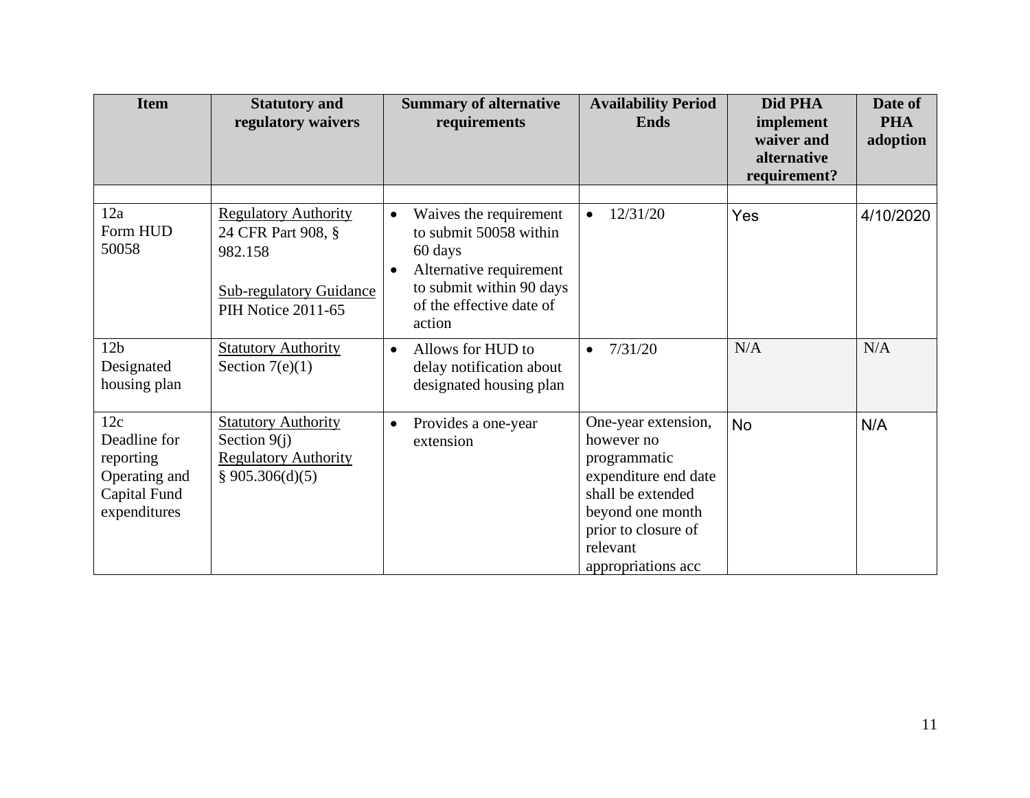| Item | Statutory and regulatory waivers | Summary of alternative requirements | Availability Period Ends | Did PHA implement waiver and alternative requirement? | Date of PHA adoption |
| --- | --- | --- | --- | --- | --- |
| | | | | | |
| 12a Form HUD 50058 | Regulatory Authority 24 CFR Part 908, § 982.158<br><br>Sub-regulatory Guidance PIH Notice 2011-65 | • Waives the requirement to submit 50058 within 60 days<br>• Alternative requirement to submit within 90 days of the effective date of action | • 12/31/20 | Yes | 4/10/2020 |
| 12b Designated housing plan | Statutory Authority Section 7(e)(1) | • Allows for HUD to delay notification about designated housing plan | • 7/31/20 | N/A | N/A |
| 12c Deadline for reporting Operating and Capital Fund expenditures | Statutory Authority Section 9(j)<br>Regulatory Authority § 905.306(d)(5) | • Provides a one-year extension | One-year extension, however no programmatic expenditure end date shall be extended beyond one month prior to closure of relevant appropriations acc | No | N/A |